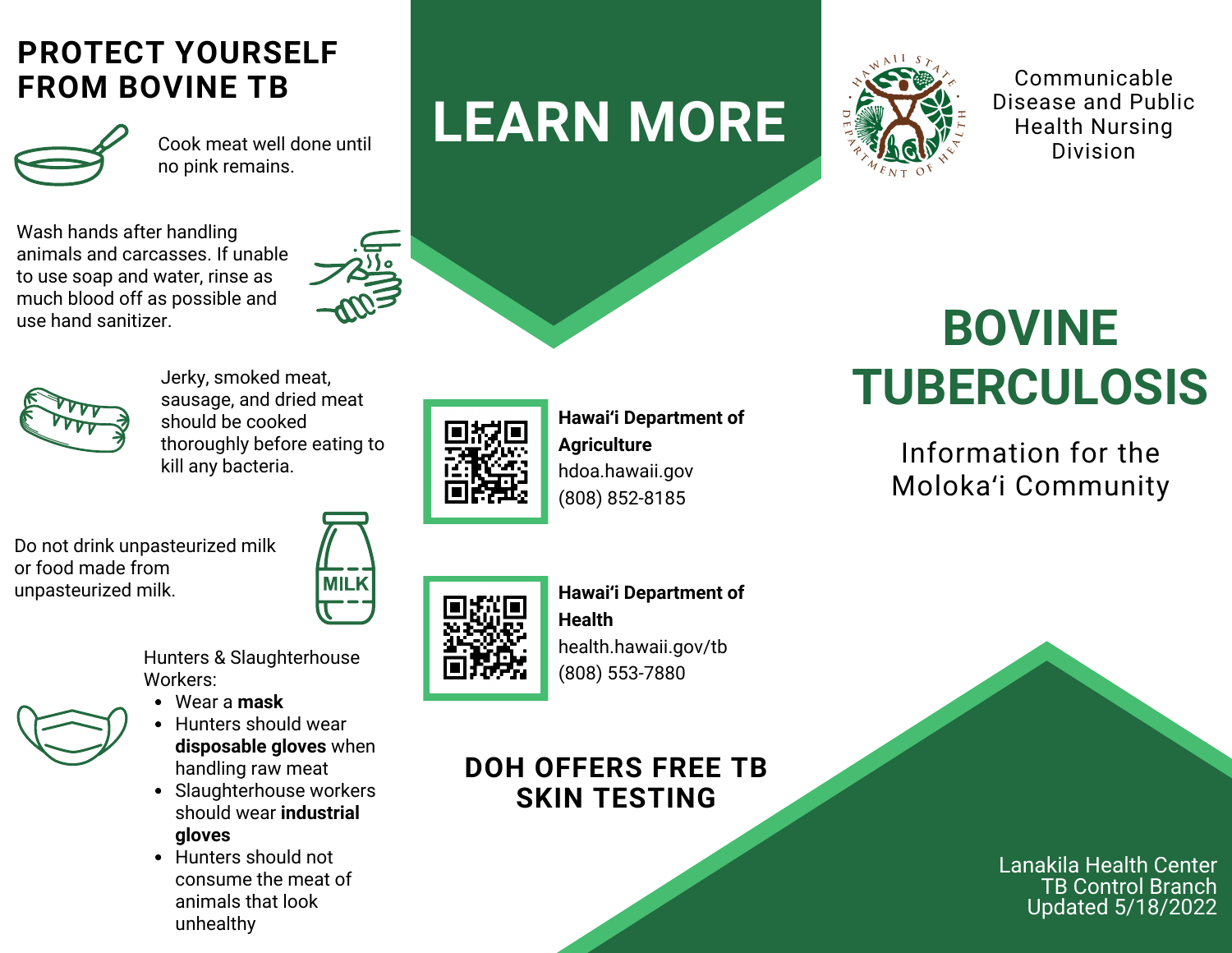## PROTECT YOURSELF FROM BOVINE TB

Cook meat well done until no pink remains.

Wash hands after handling animals and carcasses. If unable to use soap and water, rinse as much blood off as possible and use hand sanitizer.

Jerky, smoked meat, sausage, and dried meat should be cooked thoroughly before eating to kill any bacteria.

Do not drink unpasteurized milk or food made from unpasteurized milk.

Hunters & Slaughterhouse Workers:

- Wear a **mask**
- Hunters should wear **disposable gloves** when handling raw meat
- Slaughterhouse workers should wear **industrial gloves**
- Hunters should not consume the meat of animals that look unhealthy

## LEARN MORE

**Hawaiʻi Department of Agriculture**
hdoa.hawaii.gov
(808) 852-8185

**Hawaiʻi Department of Health**
health.hawaii.gov/tb
(808) 553-7880

**DOH OFFERS FREE TB SKIN TESTING**

Communicable Disease and Public Health Nursing Division

# BOVINE TUBERCULOSIS

Information for the Molokaʻi Community

Lanakila Health Center
TB Control Branch
Updated 5/18/2022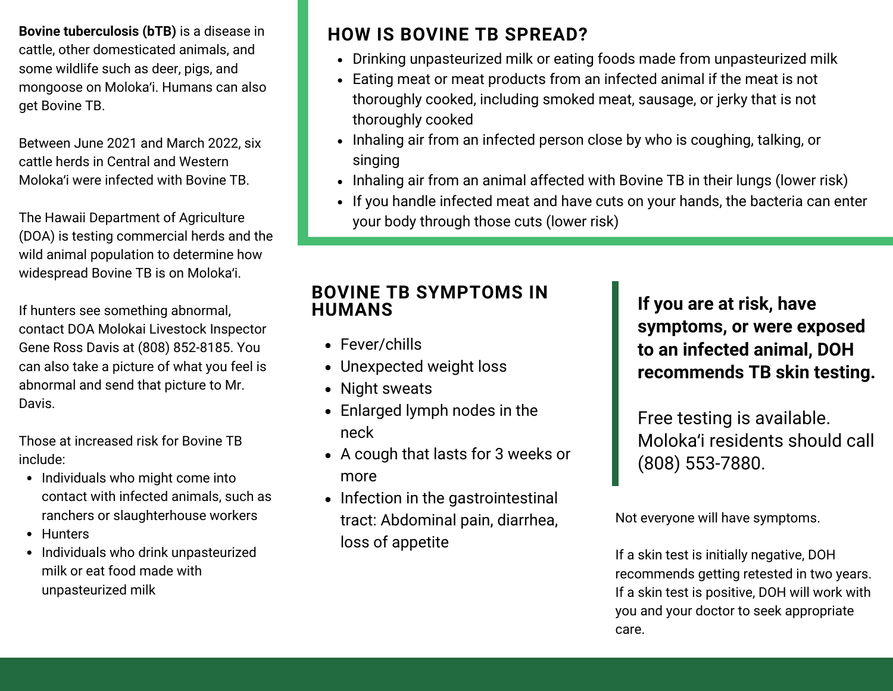**Bovine tuberculosis (bTB)** is a disease in cattle, other domesticated animals, and some wildlife such as deer, pigs, and mongoose on Molokaʻi. Humans can also get Bovine TB.

Between June 2021 and March 2022, six cattle herds in Central and Western Molokaʻi were infected with Bovine TB.

The Hawaii Department of Agriculture (DOA) is testing commercial herds and the wild animal population to determine how widespread Bovine TB is on Molokaʻi.

If hunters see something abnormal, contact DOA Molokai Livestock Inspector Gene Ross Davis at (808) 852-8185. You can also take a picture of what you feel is abnormal and send that picture to Mr. Davis.

Those at increased risk for Bovine TB include:

- Individuals who might come into contact with infected animals, such as ranchers or slaughterhouse workers
- Hunters
- Individuals who drink unpasteurized milk or eat food made with unpasteurized milk

## HOW IS BOVINE TB SPREAD?

- Drinking unpasteurized milk or eating foods made from unpasteurized milk
- Eating meat or meat products from an infected animal if the meat is not thoroughly cooked, including smoked meat, sausage, or jerky that is not thoroughly cooked
- Inhaling air from an infected person close by who is coughing, talking, or singing
- Inhaling air from an animal affected with Bovine TB in their lungs (lower risk)
- If you handle infected meat and have cuts on your hands, the bacteria can enter your body through those cuts (lower risk)

## BOVINE TB SYMPTOMS IN HUMANS

- Fever/chills
- Unexpected weight loss
- Night sweats
- Enlarged lymph nodes in the neck
- A cough that lasts for 3 weeks or more
- Infection in the gastrointestinal tract: Abdominal pain, diarrhea, loss of appetite

**If you are at risk, have symptoms, or were exposed to an infected animal, DOH recommends TB skin testing.**

Free testing is available. Molokaʻi residents should call (808) 553-7880.

Not everyone will have symptoms.

If a skin test is initially negative, DOH recommends getting retested in two years. If a skin test is positive, DOH will work with you and your doctor to seek appropriate care.